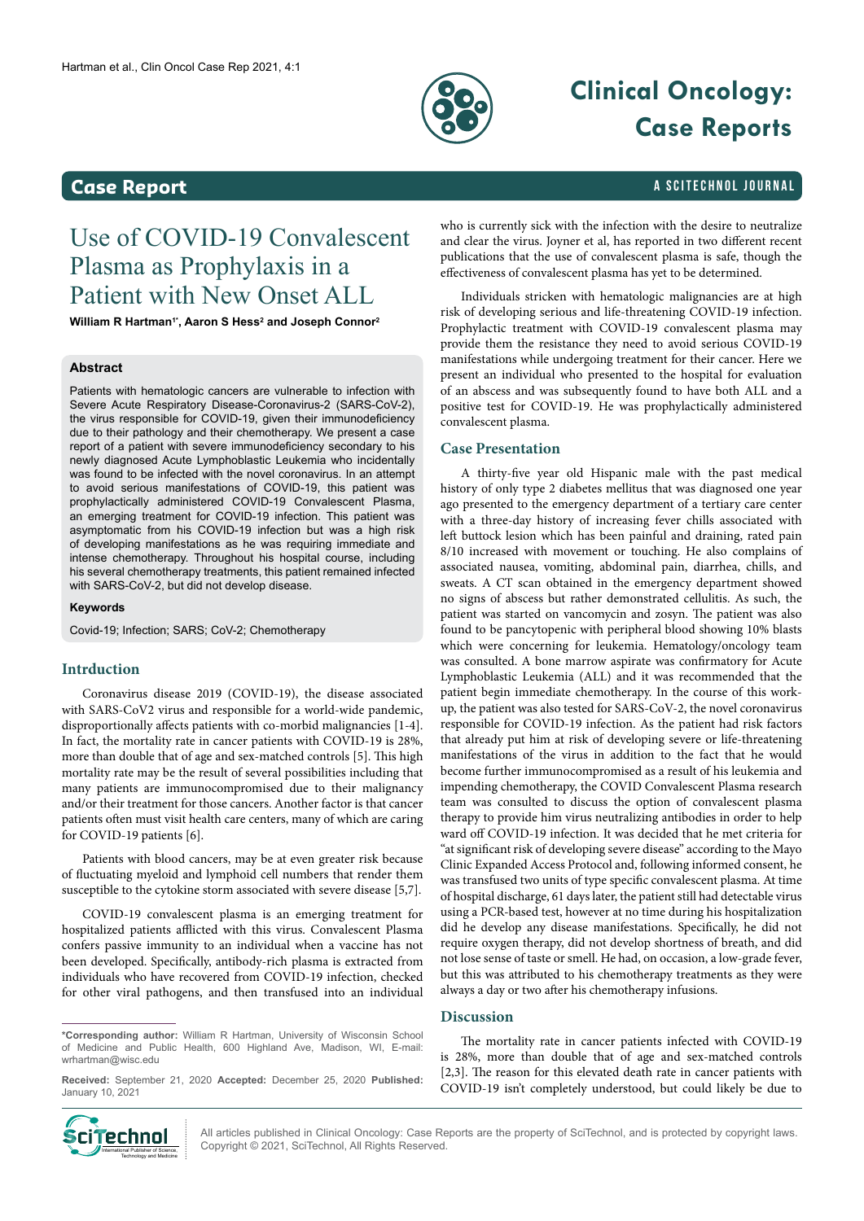Case Report

# Use of COVID-19 Convalescent Plasma as Prophylaxis in a Patient with New Onset ALL

**William R Hartman[1*], Aaron S Hess[2] and Joseph Connor[2]**

## Abstract

Patients with hematologic cancers are vulnerable to infection with Severe Acute Respiratory Disease-Coronavirus-2 (SARS-CoV-2), the virus responsible for COVID-19, given their immunodeficiency due to their pathology and their chemotherapy. We present a case report of a patient with severe immunodeficiency secondary to his newly diagnosed Acute Lymphoblastic Leukemia who incidentally was found to be infected with the novel coronavirus. In an attempt to avoid serious manifestations of COVID-19, this patient was prophylactically administered COVID-19 Convalescent Plasma, an emerging treatment for COVID-19 infection. This patient was asymptomatic from his COVID-19 infection but was a high risk of developing manifestations as he was requiring immediate and intense chemotherapy. Throughout his hospital course, including his several chemotherapy treatments, this patient remained infected with SARS-CoV-2, but did not develop disease.

### Keywords

Covid-19; Infection; SARS; CoV-2; Chemotherapy

## Intrduction

Coronavirus disease 2019 (COVID-19), the disease associated with SARS-CoV2 virus and responsible for a world-wide pandemic, disproportionally affects patients with co-morbid malignancies [1-4]. In fact, the mortality rate in cancer patients with COVID-19 is 28%, more than double that of age and sex-matched controls [5]. This high mortality rate may be the result of several possibilities including that many patients are immunocompromised due to their malignancy and/or their treatment for those cancers. Another factor is that cancer patients often must visit health care centers, many of which are caring for COVID-19 patients [6].

Patients with blood cancers, may be at even greater risk because of fluctuating myeloid and lymphoid cell numbers that render them susceptible to the cytokine storm associated with severe disease [5,7].

COVID-19 convalescent plasma is an emerging treatment for hospitalized patients afflicted with this virus. Convalescent Plasma confers passive immunity to an individual when a vaccine has not been developed. Specifically, antibody-rich plasma is extracted from individuals who have recovered from COVID-19 infection, checked for other viral pathogens, and then transfused into an individual who is currently sick with the infection with the desire to neutralize and clear the virus. Joyner et al, has reported in two different recent publications that the use of convalescent plasma is safe, though the effectiveness of convalescent plasma has yet to be determined.

Individuals stricken with hematologic malignancies are at high risk of developing serious and life-threatening COVID-19 infection. Prophylactic treatment with COVID-19 convalescent plasma may provide them the resistance they need to avoid serious COVID-19 manifestations while undergoing treatment for their cancer. Here we present an individual who presented to the hospital for evaluation of an abscess and was subsequently found to have both ALL and a positive test for COVID-19. He was prophylactically administered convalescent plasma.

## Case Presentation

A thirty-five year old Hispanic male with the past medical history of only type 2 diabetes mellitus that was diagnosed one year ago presented to the emergency department of a tertiary care center with a three-day history of increasing fever chills associated with left buttock lesion which has been painful and draining, rated pain 8/10 increased with movement or touching. He also complains of associated nausea, vomiting, abdominal pain, diarrhea, chills, and sweats. A CT scan obtained in the emergency department showed no signs of abscess but rather demonstrated cellulitis. As such, the patient was started on vancomycin and zosyn. The patient was also found to be pancytopenic with peripheral blood showing 10% blasts which were concerning for leukemia. Hematology/oncology team was consulted. A bone marrow aspirate was confirmatory for Acute Lymphoblastic Leukemia (ALL) and it was recommended that the patient begin immediate chemotherapy. In the course of this work-up, the patient was also tested for SARS-CoV-2, the novel coronavirus responsible for COVID-19 infection. As the patient had risk factors that already put him at risk of developing severe or life-threatening manifestations of the virus in addition to the fact that he would become further immunocompromised as a result of his leukemia and impending chemotherapy, the COVID Convalescent Plasma research team was consulted to discuss the option of convalescent plasma therapy to provide him virus neutralizing antibodies in order to help ward off COVID-19 infection. It was decided that he met criteria for "at significant risk of developing severe disease" according to the Mayo Clinic Expanded Access Protocol and, following informed consent, he was transfused two units of type specific convalescent plasma. At time of hospital discharge, 61 days later, the patient still had detectable virus using a PCR-based test, however at no time during his hospitalization did he develop any disease manifestations. Specifically, he did not require oxygen therapy, did not develop shortness of breath, and did not lose sense of taste or smell. He had, on occasion, a low-grade fever, but this was attributed to his chemotherapy treatments as they were always a day or two after his chemotherapy infusions.

## Discussion

The mortality rate in cancer patients infected with COVID-19 is 28%, more than double that of age and sex-matched controls [2,3]. The reason for this elevated death rate in cancer patients with COVID-19 isn't completely understood, but could likely be due to

---

***Corresponding author:** William R Hartman, University of Wisconsin School of Medicine and Public Health, 600 Highland Ave, Madison, WI, E-mail: wrhartman@wisc.edu

**Received:** September 21, 2020 **Accepted:** December 25, 2020 **Published:** January 10, 2021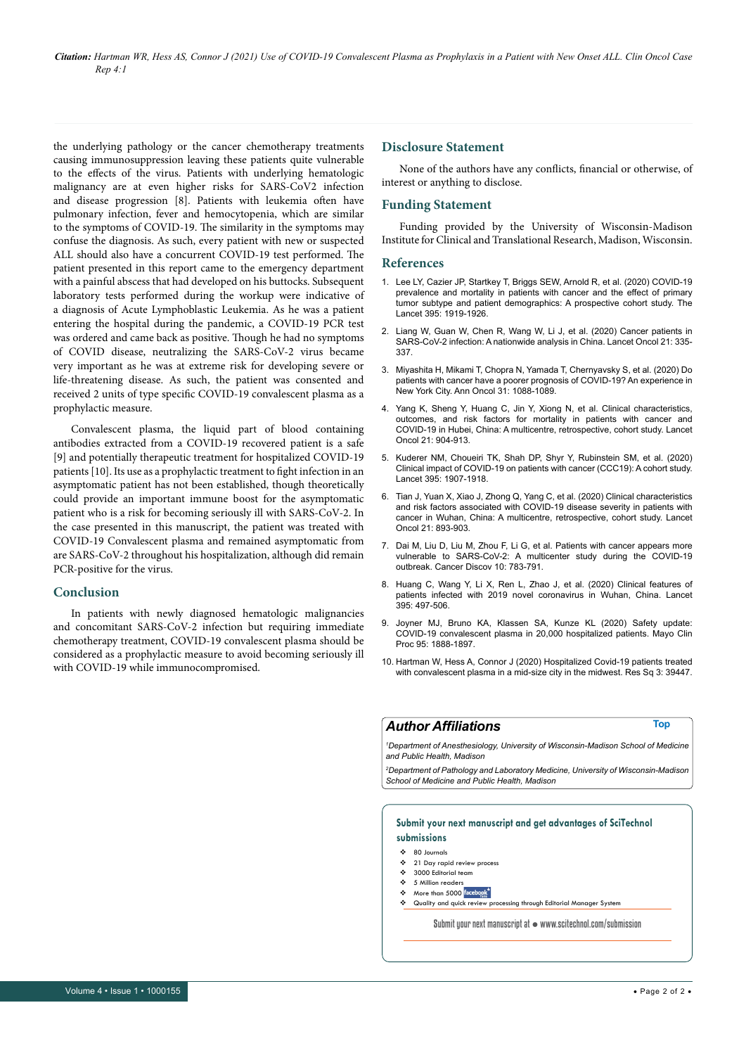the underlying pathology or the cancer chemotherapy treatments causing immunosuppression leaving these patients quite vulnerable to the effects of the virus. Patients with underlying hematologic malignancy are at even higher risks for SARS-CoV2 infection and disease progression [8]. Patients with leukemia often have pulmonary infection, fever and hemocytopenia, which are similar to the symptoms of COVID-19. The similarity in the symptoms may confuse the diagnosis. As such, every patient with new or suspected ALL should also have a concurrent COVID-19 test performed. The patient presented in this report came to the emergency department with a painful abscess that had developed on his buttocks. Subsequent laboratory tests performed during the workup were indicative of a diagnosis of Acute Lymphoblastic Leukemia. As he was a patient entering the hospital during the pandemic, a COVID-19 PCR test was ordered and came back as positive. Though he had no symptoms of COVID disease, neutralizing the SARS-CoV-2 virus became very important as he was at extreme risk for developing severe or life-threatening disease. As such, the patient was consented and received 2 units of type specific COVID-19 convalescent plasma as a prophylactic measure.

Convalescent plasma, the liquid part of blood containing antibodies extracted from a COVID-19 recovered patient is a safe [9] and potentially therapeutic treatment for hospitalized COVID-19 patients [10]. Its use as a prophylactic treatment to fight infection in an asymptomatic patient has not been established, though theoretically could provide an important immune boost for the asymptomatic patient who is a risk for becoming seriously ill with SARS-CoV-2. In the case presented in this manuscript, the patient was treated with COVID-19 Convalescent plasma and remained asymptomatic from are SARS-CoV-2 throughout his hospitalization, although did remain PCR-positive for the virus.

## Conclusion

In patients with newly diagnosed hematologic malignancies and concomitant SARS-CoV-2 infection but requiring immediate chemotherapy treatment, COVID-19 convalescent plasma should be considered as a prophylactic measure to avoid becoming seriously ill with COVID-19 while immunocompromised.

## Disclosure Statement

None of the authors have any conflicts, financial or otherwise, of interest or anything to disclose.

## Funding Statement

Funding provided by the University of Wisconsin-Madison Institute for Clinical and Translational Research, Madison, Wisconsin.

## References

1. Lee LY, Cazier JP, Startkey T, Briggs SEW, Arnold R, et al. (2020) COVID-19 prevalence and mortality in patients with cancer and the effect of primary tumor subtype and patient demographics: A prospective cohort study. The Lancet 395: 1919-1926.
2. Liang W, Guan W, Chen R, Wang W, Li J, et al. (2020) Cancer patients in SARS-CoV-2 infection: A nationwide analysis in China. Lancet Oncol 21: 335-337.
3. Miyashita H, Mikami T, Chopra N, Yamada T, Chernyavsky S, et al. (2020) Do patients with cancer have a poorer prognosis of COVID-19? An experience in New York City. Ann Oncol 31: 1088-1089.
4. Yang K, Sheng Y, Huang C, Jin Y, Xiong N, et al. Clinical characteristics, outcomes, and risk factors for mortality in patients with cancer and COVID-19 in Hubei, China: A multicentre, retrospective, cohort study. Lancet Oncol 21: 904-913.
5. Kuderer NM, Choueiri TK, Shah DP, Shyr Y, Rubinstein SM, et al. (2020) Clinical impact of COVID-19 on patients with cancer (CCC19): A cohort study. Lancet 395: 1907-1918.
6. Tian J, Yuan X, Xiao J, Zhong Q, Yang C, et al. (2020) Clinical characteristics and risk factors associated with COVID-19 disease severity in patients with cancer in Wuhan, China: A multicentre, retrospective, cohort study. Lancet Oncol 21: 893-903.
7. Dai M, Liu D, Liu M, Zhou F, Li G, et al. Patients with cancer appears more vulnerable to SARS-CoV-2: A multicenter study during the COVID-19 outbreak. Cancer Discov 10: 783-791.
8. Huang C, Wang Y, Li X, Ren L, Zhao J, et al. (2020) Clinical features of patients infected with 2019 novel coronavirus in Wuhan, China. Lancet 395: 497-506.
9. Joyner MJ, Bruno KA, Klassen SA, Kunze KL (2020) Safety update: COVID-19 convalescent plasma in 20,000 hospitalized patients. Mayo Clin Proc 95: 1888-1897.
10. Hartman W, Hess A, Connor J (2020) Hospitalized Covid-19 patients treated with convalescent plasma in a mid-size city in the midwest. Res Sq 3: 39447.

## Author Affiliations

[1]Department of Anesthesiology, University of Wisconsin-Madison School of Medicine and Public Health, Madison

[2]Department of Pathology and Laboratory Medicine, University of Wisconsin-Madison School of Medicine and Public Health, Madison